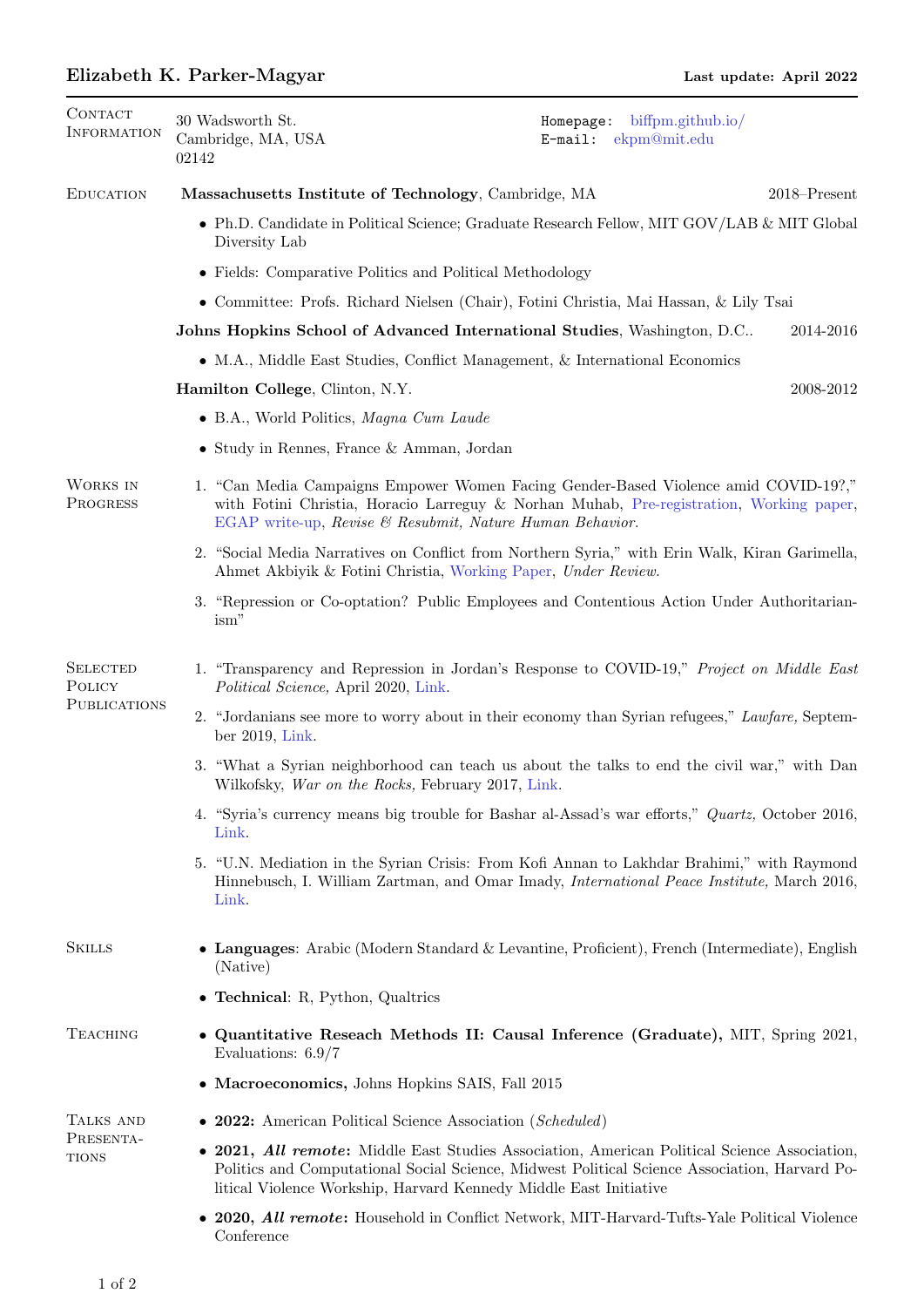# Elizabeth K. Parker-Magyar

**Last update: April 2022**

## Contact Information

30 Wadsworth St.
Cambridge, MA, USA
02142

Homepage: biffpm.github.io/
E-mail: ekpm@mit.edu

## Education

**Massachusetts Institute of Technology**, Cambridge, MA — 2018–Present

- Ph.D. Candidate in Political Science; Graduate Research Fellow, MIT GOV/LAB & MIT Global Diversity Lab
- Fields: Comparative Politics and Political Methodology
- Committee: Profs. Richard Nielsen (Chair), Fotini Christia, Mai Hassan, & Lily Tsai

**Johns Hopkins School of Advanced International Studies**, Washington, D.C.. — 2014-2016

- M.A., Middle East Studies, Conflict Management, & International Economics

**Hamilton College**, Clinton, N.Y. — 2008-2012

- B.A., World Politics, *Magna Cum Laude*
- Study in Rennes, France & Amman, Jordan

## Works in Progress

1. "Can Media Campaigns Empower Women Facing Gender-Based Violence amid COVID-19?," with Fotini Christia, Horacio Larreguy & Norhan Muhab, Pre-registration, Working paper, EGAP write-up, *Revise & Resubmit, Nature Human Behavior.*
2. "Social Media Narratives on Conflict from Northern Syria," with Erin Walk, Kiran Garimella, Ahmet Akbiyik & Fotini Christia, Working Paper, *Under Review.*
3. "Repression or Co-optation? Public Employees and Contentious Action Under Authoritarianism"

## Selected Policy Publications

1. "Transparency and Repression in Jordan's Response to COVID-19," *Project on Middle East Political Science,* April 2020, Link.
2. "Jordanians see more to worry about in their economy than Syrian refugees," *Lawfare,* September 2019, Link.
3. "What a Syrian neighborhood can teach us about the talks to end the civil war," with Dan Wilkofsky, *War on the Rocks,* February 2017, Link.
4. "Syria's currency means big trouble for Bashar al-Assad's war efforts," *Quartz,* October 2016, Link.
5. "U.N. Mediation in the Syrian Crisis: From Kofi Annan to Lakhdar Brahimi," with Raymond Hinnebusch, I. William Zartman, and Omar Imady, *International Peace Institute,* March 2016, Link.

## Skills

- **Languages**: Arabic (Modern Standard & Levantine, Proficient), French (Intermediate), English (Native)
- **Technical**: R, Python, Qualtrics

## Teaching

- **Quantitative Reseach Methods II: Causal Inference (Graduate),** MIT, Spring 2021, Evaluations: 6.9/7
- **Macroeconomics,** Johns Hopkins SAIS, Fall 2015

## Talks and Presentations

- **2022:** American Political Science Association (*Scheduled*)
- **2021, *All remote*:** Middle East Studies Association, American Political Science Association, Politics and Computational Social Science, Midwest Political Science Association, Harvard Political Violence Workship, Harvard Kennedy Middle East Initiative
- **2020, *All remote*:** Household in Conflict Network, MIT-Harvard-Tufts-Yale Political Violence Conference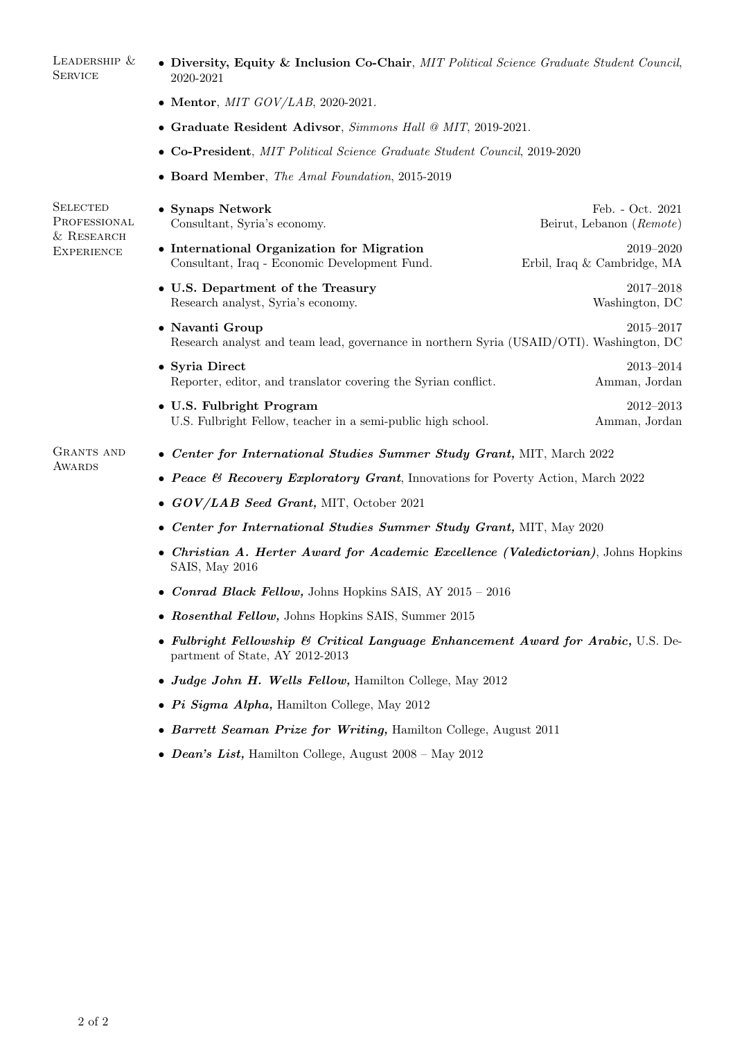## Leadership & Service

- **Diversity, Equity & Inclusion Co-Chair**, *MIT Political Science Graduate Student Council*, 2020-2021
- **Mentor**, *MIT GOV/LAB*, 2020-2021.
- **Graduate Resident Adivsor**, *Simmons Hall @ MIT*, 2019-2021.
- **Co-President**, *MIT Political Science Graduate Student Council*, 2019-2020
- **Board Member**, *The Amal Foundation*, 2015-2019

## Selected Professional & Research Experience

- **Synaps Network** — Feb. - Oct. 2021
  Consultant, Syria's economy. — Beirut, Lebanon (*Remote*)
- **International Organization for Migration** — 2019–2020
  Consultant, Iraq - Economic Development Fund. — Erbil, Iraq & Cambridge, MA
- **U.S. Department of the Treasury** — 2017–2018
  Research analyst, Syria's economy. — Washington, DC
- **Navanti Group** — 2015–2017
  Research analyst and team lead, governance in northern Syria (USAID/OTI). Washington, DC
- **Syria Direct** — 2013–2014
  Reporter, editor, and translator covering the Syrian conflict. — Amman, Jordan
- **U.S. Fulbright Program** — 2012–2013
  U.S. Fulbright Fellow, teacher in a semi-public high school. — Amman, Jordan

## Grants and Awards

- ***Center for International Studies Summer Study Grant,*** MIT, March 2022
- ***Peace & Recovery Exploratory Grant***, Innovations for Poverty Action, March 2022
- ***GOV/LAB Seed Grant,*** MIT, October 2021
- ***Center for International Studies Summer Study Grant,*** MIT, May 2020
- ***Christian A. Herter Award for Academic Excellence (Valedictorian)***, Johns Hopkins SAIS, May 2016
- ***Conrad Black Fellow,*** Johns Hopkins SAIS, AY 2015 – 2016
- ***Rosenthal Fellow,*** Johns Hopkins SAIS, Summer 2015
- ***Fulbright Fellowship & Critical Language Enhancement Award for Arabic,*** U.S. Department of State, AY 2012-2013
- ***Judge John H. Wells Fellow,*** Hamilton College, May 2012
- ***Pi Sigma Alpha,*** Hamilton College, May 2012
- ***Barrett Seaman Prize for Writing,*** Hamilton College, August 2011
- ***Dean's List,*** Hamilton College, August 2008 – May 2012